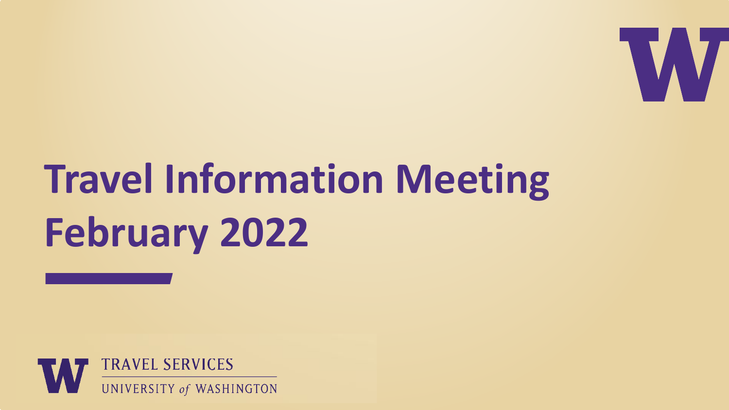# Travel Information Meeting February 2022

TRAVEL SERVICES

UNIVERSITY *of* WASHINGTON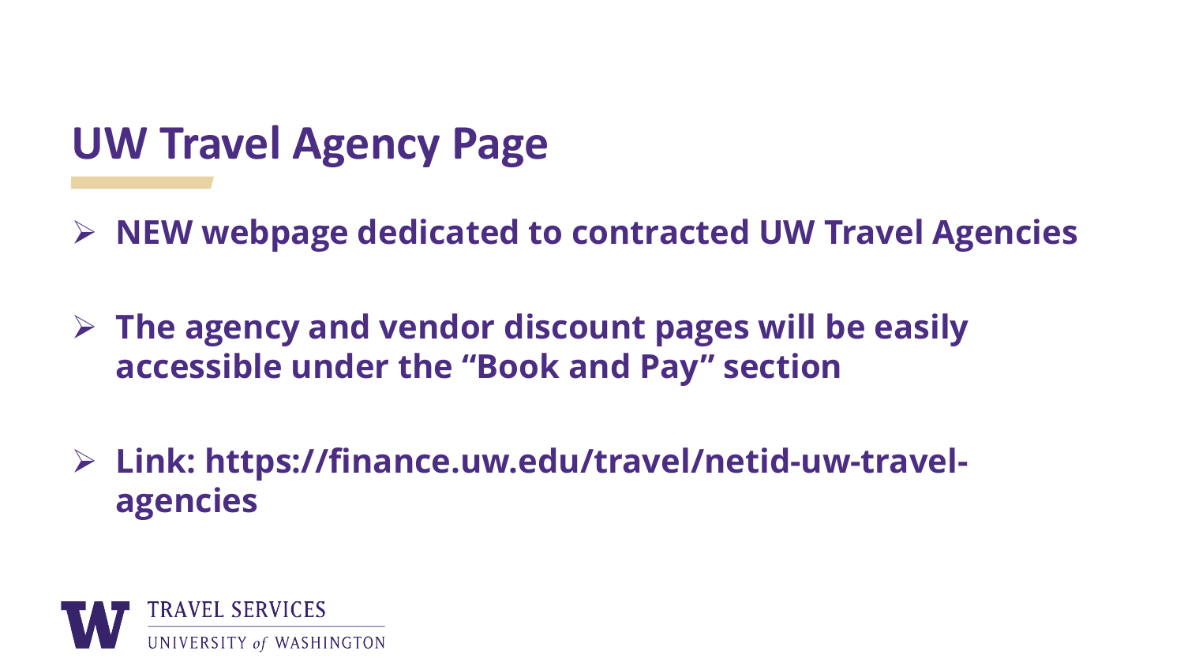# UW Travel Agency Page

- **NEW webpage dedicated to contracted UW Travel Agencies**
- **The agency and vendor discount pages will be easily accessible under the "Book and Pay" section**
- **Link: https://finance.uw.edu/travel/netid-uw-travel-agencies**

TRAVEL SERVICES
UNIVERSITY *of* WASHINGTON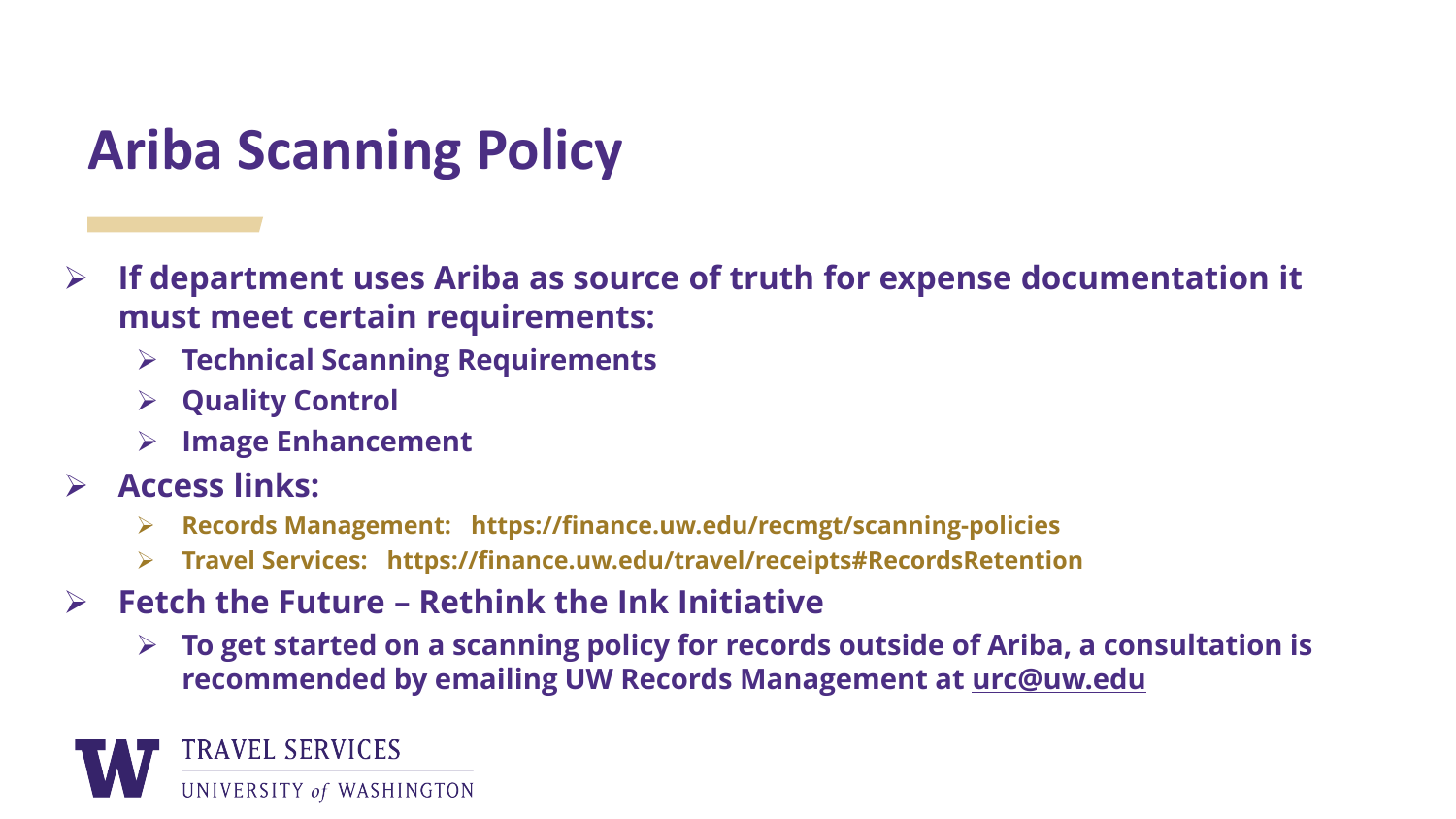# Ariba Scanning Policy

- **If department uses Ariba as source of truth for expense documentation it must meet certain requirements:**
  - **Technical Scanning Requirements**
  - **Quality Control**
  - **Image Enhancement**
- **Access links:**
  - **Records Management: https://finance.uw.edu/recmgt/scanning-policies**
  - **Travel Services: https://finance.uw.edu/travel/receipts#RecordsRetention**
- **Fetch the Future – Rethink the Ink Initiative**
  - **To get started on a scanning policy for records outside of Ariba, a consultation is recommended by emailing UW Records Management at urc@uw.edu**

TRAVEL SERVICES
UNIVERSITY of WASHINGTON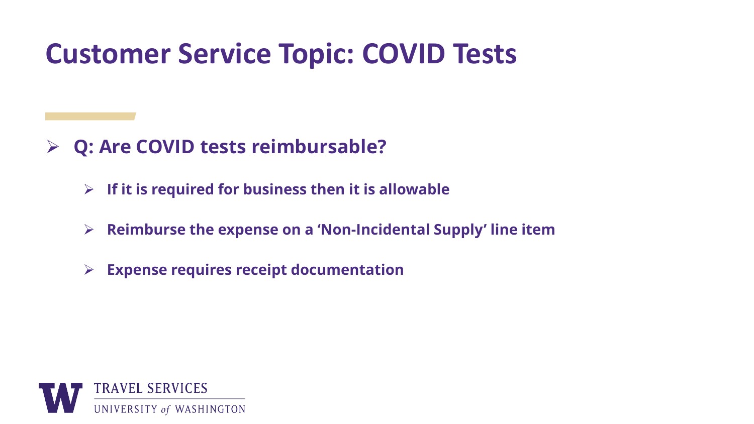# Customer Service Topic: COVID Tests

- **Q: Are COVID tests reimbursable?**
  - **If it is required for business then it is allowable**
  - **Reimburse the expense on a 'Non-Incidental Supply' line item**
  - **Expense requires receipt documentation**

TRAVEL SERVICES
UNIVERSITY *of* WASHINGTON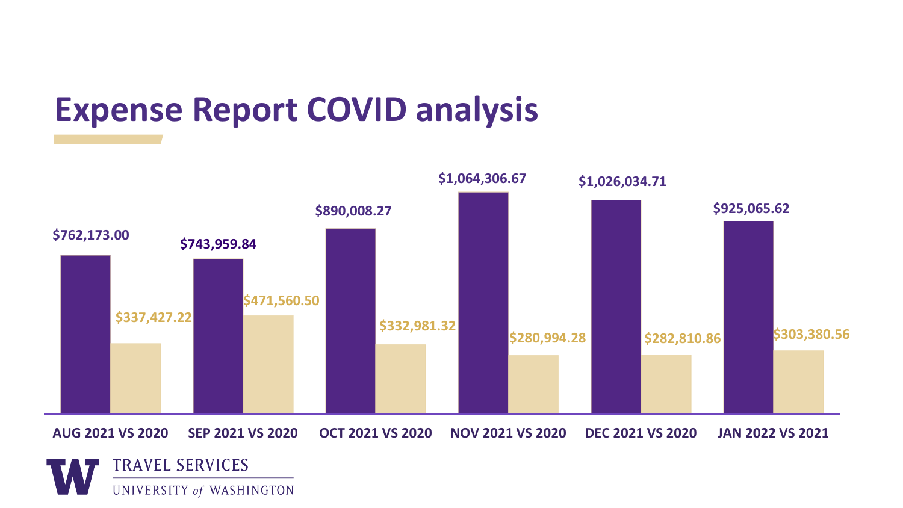# Expense Report COVID analysis

| | Current Year | Prior Year |
|---|---|---|
| AUG 2021 VS 2020 | $762,173.00 | $337,427.22 |
| SEP 2021 VS 2020 | $743,959.84 | $471,560.50 |
| OCT 2021 VS 2020 | $890,008.27 | $332,981.32 |
| NOV 2021 VS 2020 | $1,064,306.67 | $280,994.28 |
| DEC 2021 VS 2020 | $1,026,034.71 | $282,810.86 |
| JAN 2022 VS 2021 | $925,065.62 | $303,380.56 |

W TRAVEL SERVICES
UNIVERSITY *of* WASHINGTON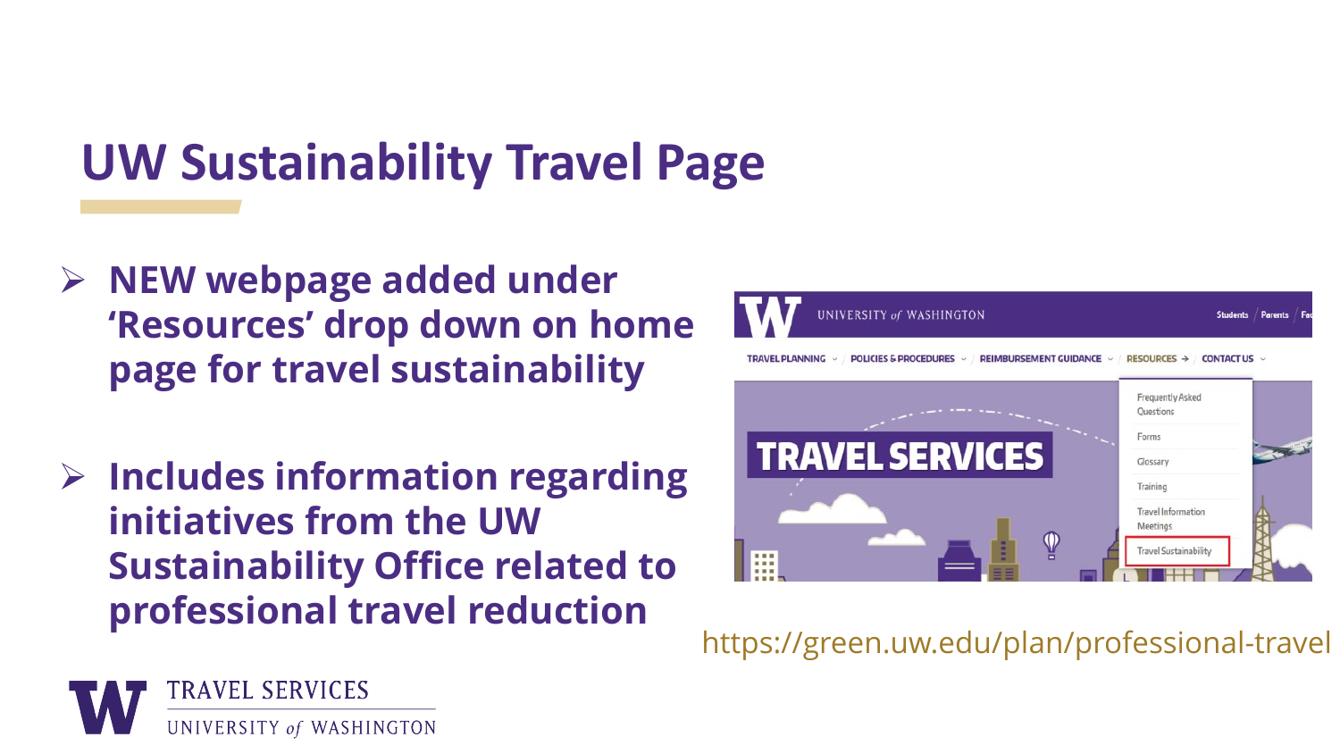# UW Sustainability Travel Page

- **NEW webpage added under 'Resources' drop down on home page for travel sustainability**
- **Includes information regarding initiatives from the UW Sustainability Office related to professional travel reduction**

https://green.uw.edu/plan/professional-travel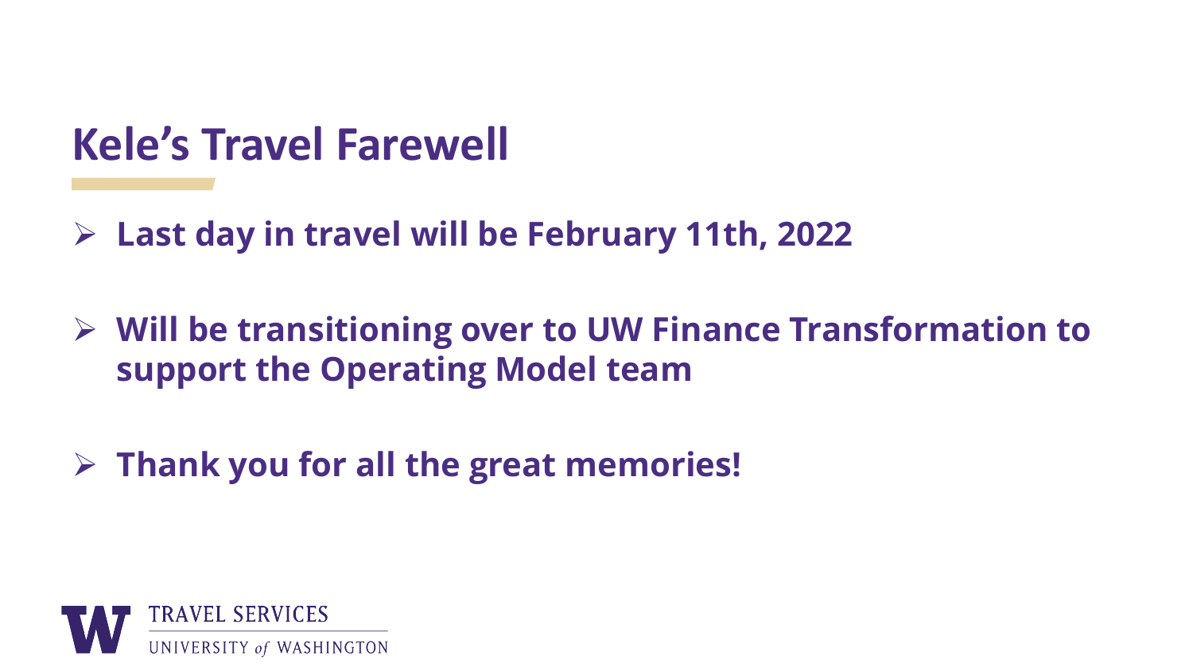# Kele's Travel Farewell

- **Last day in travel will be February 11th, 2022**
- **Will be transitioning over to UW Finance Transformation to support the Operating Model team**
- **Thank you for all the great memories!**

TRAVEL SERVICES
UNIVERSITY of WASHINGTON